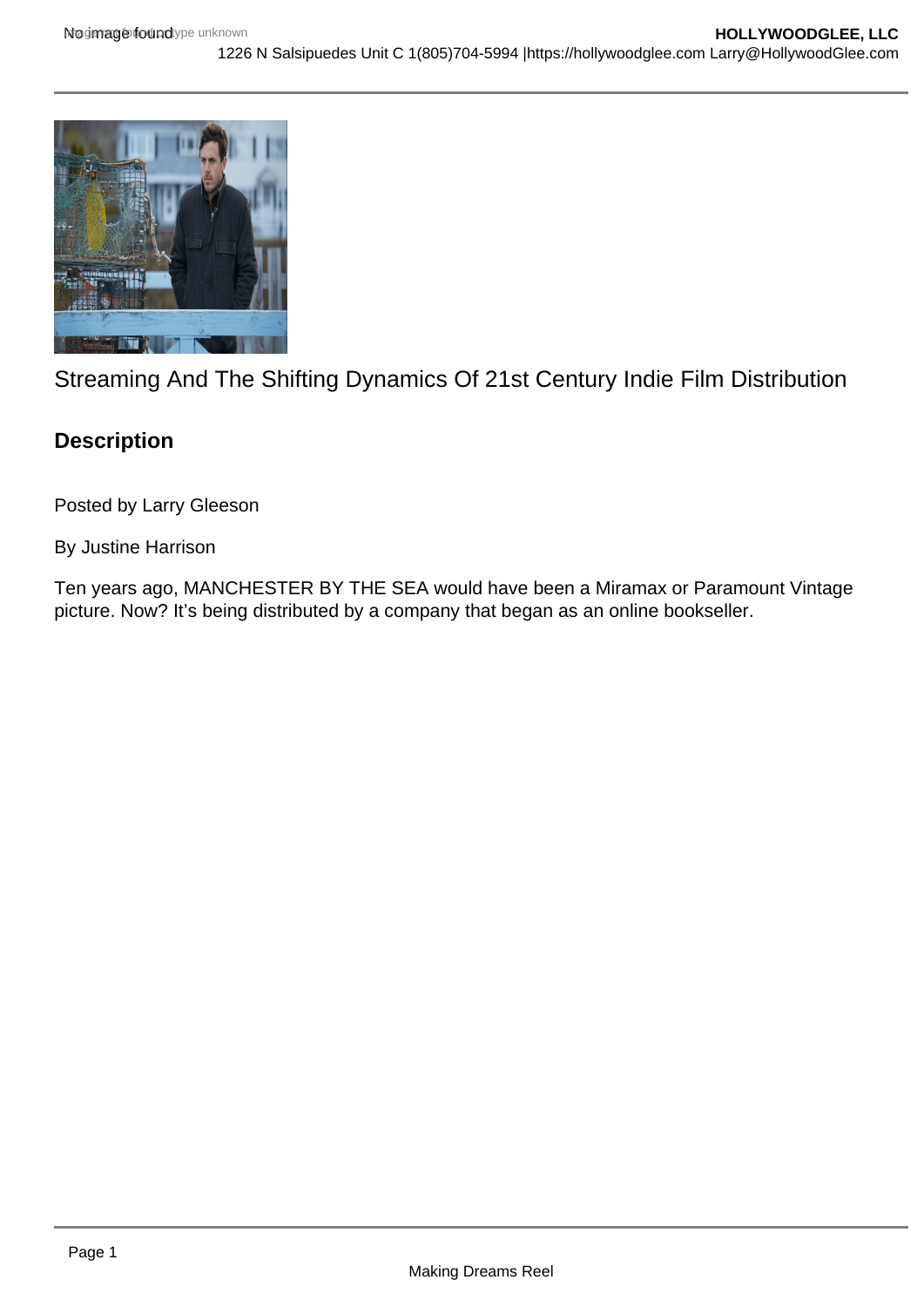Streaming And The Shifting Dynamics Of 21st Century Indie Film Distribution

## Description

Posted by Larry Gleeson

By Justine Harrison

Ten years ago, MANCHESTER BY THE SEA would have been a Miramax or Paramount Vintage picture. Now? It's being distributed by a company that began as an online bookseller.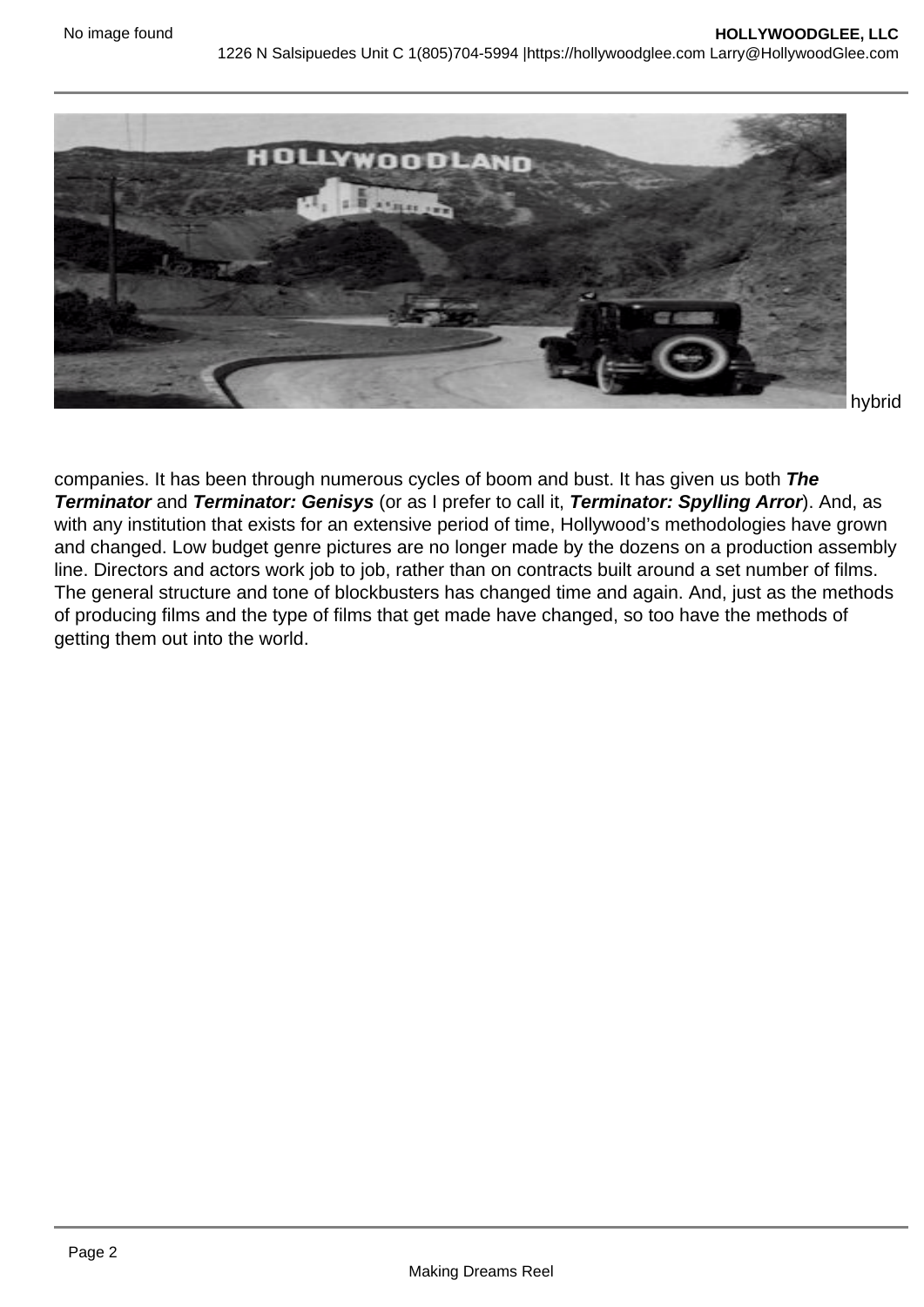hybrid companies. It has been through numerous cycles of boom and bust. It has given us both ***The Terminator*** and ***Terminator: Genisys*** (or as I prefer to call it, ***Terminator: Spylling Arror***). And, as with any institution that exists for an extensive period of time, Hollywood's methodologies have grown and changed. Low budget genre pictures are no longer made by the dozens on a production assembly line. Directors and actors work job to job, rather than on contracts built around a set number of films. The general structure and tone of blockbusters has changed time and again. And, just as the methods of producing films and the type of films that get made have changed, so too have the methods of getting them out into the world.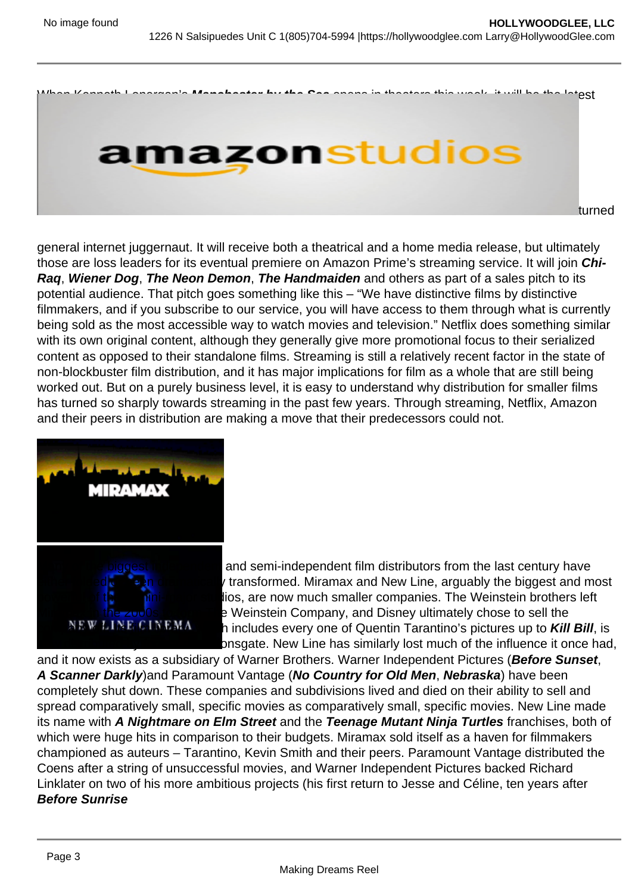When Kenneth Lonergan's **Manchester by the Sea** opens in theaters this week, it will be the latest turned

general internet juggernaut. It will receive both a theatrical and a home media release, but ultimately those are loss leaders for its eventual premiere on Amazon Prime's streaming service. It will join **Chi-Raq**, **Wiener Dog**, **The Neon Demon**, **The Handmaiden** and others as part of a sales pitch to its potential audience. That pitch goes something like this – "We have distinctive films by distinctive filmmakers, and if you subscribe to our service, you will have access to them through what is currently being sold as the most accessible way to watch movies and television." Netflix does something similar with its own original content, although they generally give more promotional focus to their serialized content as opposed to their standalone films. Streaming is still a relatively recent factor in the state of non-blockbuster film distribution, and it has major implications for film as a whole that are still being worked out. But on a purely business level, it is easy to understand why distribution for smaller films has turned so sharply towards streaming in the past few years. Through streaming, Netflix, Amazon and their peers in distribution are making a move that their predecessors could not.

and semi-independent film distributors from the last century have transformed. Miramax and New Line, arguably the biggest and most ios, are now much smaller companies. The Weinstein brothers left e Weinstein Company, and Disney ultimately chose to sell the h includes every one of Quentin Tarantino's pictures up to **Kill Bill**, is onsgate. New Line has similarly lost much of the influence it once had, and it now exists as a subsidiary of Warner Brothers. Warner Independent Pictures (**Before Sunset**, **A Scanner Darkly**)and Paramount Vantage (**No Country for Old Men**, **Nebraska**) have been completely shut down. These companies and subdivisions lived and died on their ability to sell and spread comparatively small, specific movies as comparatively small, specific movies. New Line made its name with **A Nightmare on Elm Street** and the **Teenage Mutant Ninja Turtles** franchises, both of which were huge hits in comparison to their budgets. Miramax sold itself as a haven for filmmakers championed as auteurs – Tarantino, Kevin Smith and their peers. Paramount Vantage distributed the Coens after a string of unsuccessful movies, and Warner Independent Pictures backed Richard Linklater on two of his more ambitious projects (his first return to Jesse and Céline, ten years after **Before Sunrise**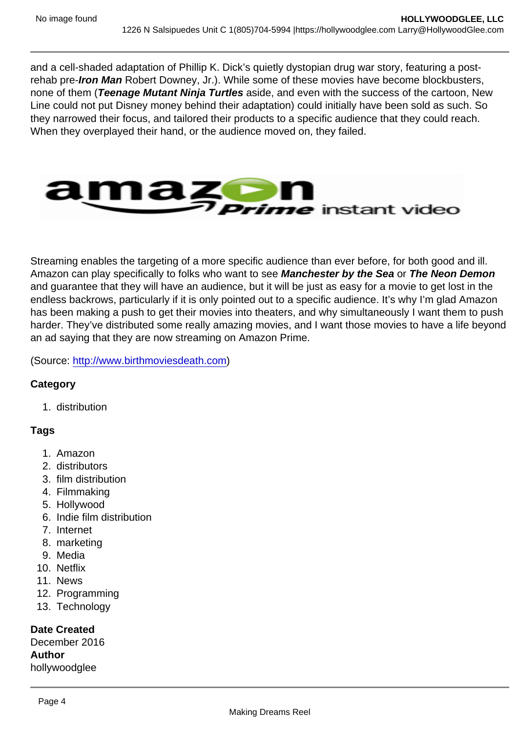and a cell-shaded adaptation of Phillip K. Dick's quietly dystopian drug war story, featuring a post-rehab pre-***Iron Man*** Robert Downey, Jr.). While some of these movies have become blockbusters, none of them (***Teenage Mutant Ninja Turtles*** aside, and even with the success of the cartoon, New Line could not put Disney money behind their adaptation) could initially have been sold as such. So they narrowed their focus, and tailored their products to a specific audience that they could reach. When they overplayed their hand, or the audience moved on, they failed.

Streaming enables the targeting of a more specific audience than ever before, for both good and ill. Amazon can play specifically to folks who want to see ***Manchester by the Sea*** or ***The Neon Demon*** and guarantee that they will have an audience, but it will be just as easy for a movie to get lost in the endless backrows, particularly if it is only pointed out to a specific audience. It's why I'm glad Amazon has been making a push to get their movies into theaters, and why simultaneously I want them to push harder. They've distributed some really amazing movies, and I want those movies to have a life beyond an ad saying that they are now streaming on Amazon Prime.

(Source: [http://www.birthmoviesdeath.com](http://www.birthmoviesdeath.com))

**Category**

1. distribution

**Tags**

1. Amazon
2. distributors
3. film distribution
4. Filmmaking
5. Hollywood
6. Indie film distribution
7. Internet
8. marketing
9. Media
10. Netflix
11. News
12. Programming
13. Technology

**Date Created**
December 2016
**Author**
hollywoodglee